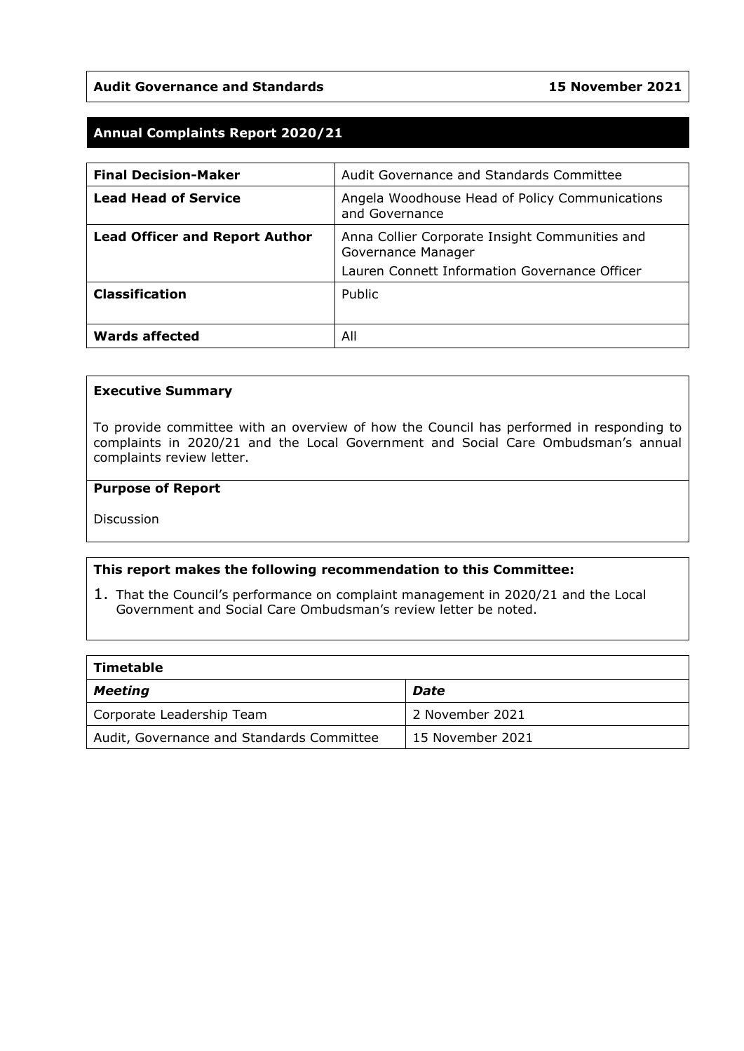| **Audit Governance and Standards** | **15 November 2021** |
|---|---|

# Annual Complaints Report 2020/21

| | |
|---|---|
| **Final Decision-Maker** | Audit Governance and Standards Committee |
| **Lead Head of Service** | Angela Woodhouse Head of Policy Communications and Governance |
| **Lead Officer and Report Author** | Anna Collier Corporate Insight Communities and Governance Manager<br>Lauren Connett Information Governance Officer |
| **Classification** | Public |
| **Wards affected** | All |

**Executive Summary**

To provide committee with an overview of how the Council has performed in responding to complaints in 2020/21 and the Local Government and Social Care Ombudsman's annual complaints review letter.

**Purpose of Report**

Discussion

**This report makes the following recommendation to this Committee:**

1. That the Council's performance on complaint management in 2020/21 and the Local Government and Social Care Ombudsman's review letter be noted.

| **Timetable** | |
|---|---|
| ***Meeting*** | ***Date*** |
| Corporate Leadership Team | 2 November 2021 |
| Audit, Governance and Standards Committee | 15 November 2021 |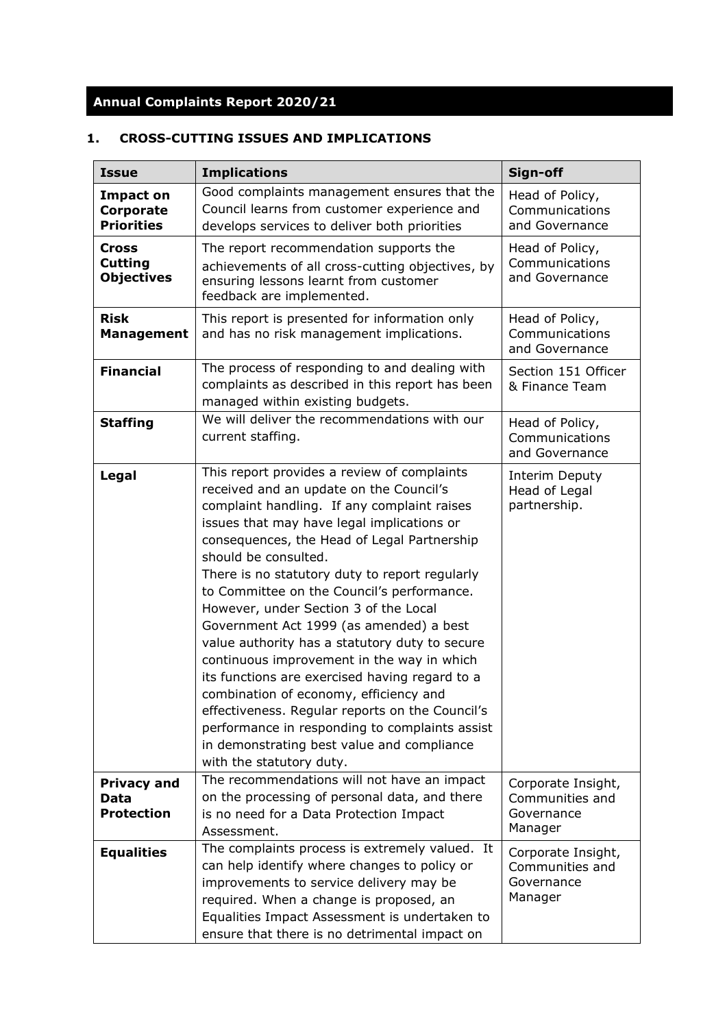# Annual Complaints Report 2020/21

## 1. CROSS-CUTTING ISSUES AND IMPLICATIONS

| Issue | Implications | Sign-off |
|---|---|---|
| **Impact on Corporate Priorities** | Good complaints management ensures that the Council learns from customer experience and develops services to deliver both priorities | Head of Policy, Communications and Governance |
| **Cross Cutting Objectives** | The report recommendation supports the achievements of all cross-cutting objectives, by ensuring lessons learnt from customer feedback are implemented. | Head of Policy, Communications and Governance |
| **Risk Management** | This report is presented for information only and has no risk management implications. | Head of Policy, Communications and Governance |
| **Financial** | The process of responding to and dealing with complaints as described in this report has been managed within existing budgets. | Section 151 Officer & Finance Team |
| **Staffing** | We will deliver the recommendations with our current staffing. | Head of Policy, Communications and Governance |
| **Legal** | This report provides a review of complaints received and an update on the Council's complaint handling. If any complaint raises issues that may have legal implications or consequences, the Head of Legal Partnership should be consulted.<br>There is no statutory duty to report regularly to Committee on the Council's performance. However, under Section 3 of the Local Government Act 1999 (as amended) a best value authority has a statutory duty to secure continuous improvement in the way in which its functions are exercised having regard to a combination of economy, efficiency and effectiveness. Regular reports on the Council's performance in responding to complaints assist in demonstrating best value and compliance with the statutory duty. | Interim Deputy Head of Legal partnership. |
| **Privacy and Data Protection** | The recommendations will not have an impact on the processing of personal data, and there is no need for a Data Protection Impact Assessment. | Corporate Insight, Communities and Governance Manager |
| **Equalities** | The complaints process is extremely valued. It can help identify where changes to policy or improvements to service delivery may be required. When a change is proposed, an Equalities Impact Assessment is undertaken to ensure that there is no detrimental impact on | Corporate Insight, Communities and Governance Manager |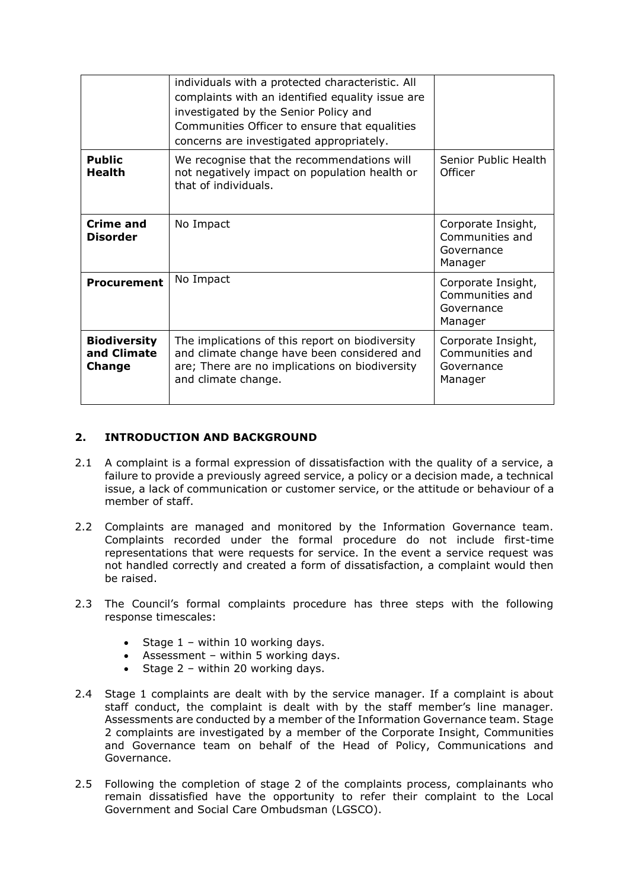| | | |
|---|---|---|
| | individuals with a protected characteristic. All complaints with an identified equality issue are investigated by the Senior Policy and Communities Officer to ensure that equalities concerns are investigated appropriately. | |
| **Public Health** | We recognise that the recommendations will not negatively impact on population health or that of individuals. | Senior Public Health Officer |
| **Crime and Disorder** | No Impact | Corporate Insight, Communities and Governance Manager |
| **Procurement** | No Impact | Corporate Insight, Communities and Governance Manager |
| **Biodiversity and Climate Change** | The implications of this report on biodiversity and climate change have been considered and are; There are no implications on biodiversity and climate change. | Corporate Insight, Communities and Governance Manager |

## 2. INTRODUCTION AND BACKGROUND

2.1 A complaint is a formal expression of dissatisfaction with the quality of a service, a failure to provide a previously agreed service, a policy or a decision made, a technical issue, a lack of communication or customer service, or the attitude or behaviour of a member of staff.

2.2 Complaints are managed and monitored by the Information Governance team. Complaints recorded under the formal procedure do not include first-time representations that were requests for service. In the event a service request was not handled correctly and created a form of dissatisfaction, a complaint would then be raised.

2.3 The Council's formal complaints procedure has three steps with the following response timescales:

- Stage 1 – within 10 working days.
- Assessment – within 5 working days.
- Stage 2 – within 20 working days.

2.4 Stage 1 complaints are dealt with by the service manager. If a complaint is about staff conduct, the complaint is dealt with by the staff member's line manager. Assessments are conducted by a member of the Information Governance team. Stage 2 complaints are investigated by a member of the Corporate Insight, Communities and Governance team on behalf of the Head of Policy, Communications and Governance.

2.5 Following the completion of stage 2 of the complaints process, complainants who remain dissatisfied have the opportunity to refer their complaint to the Local Government and Social Care Ombudsman (LGSCO).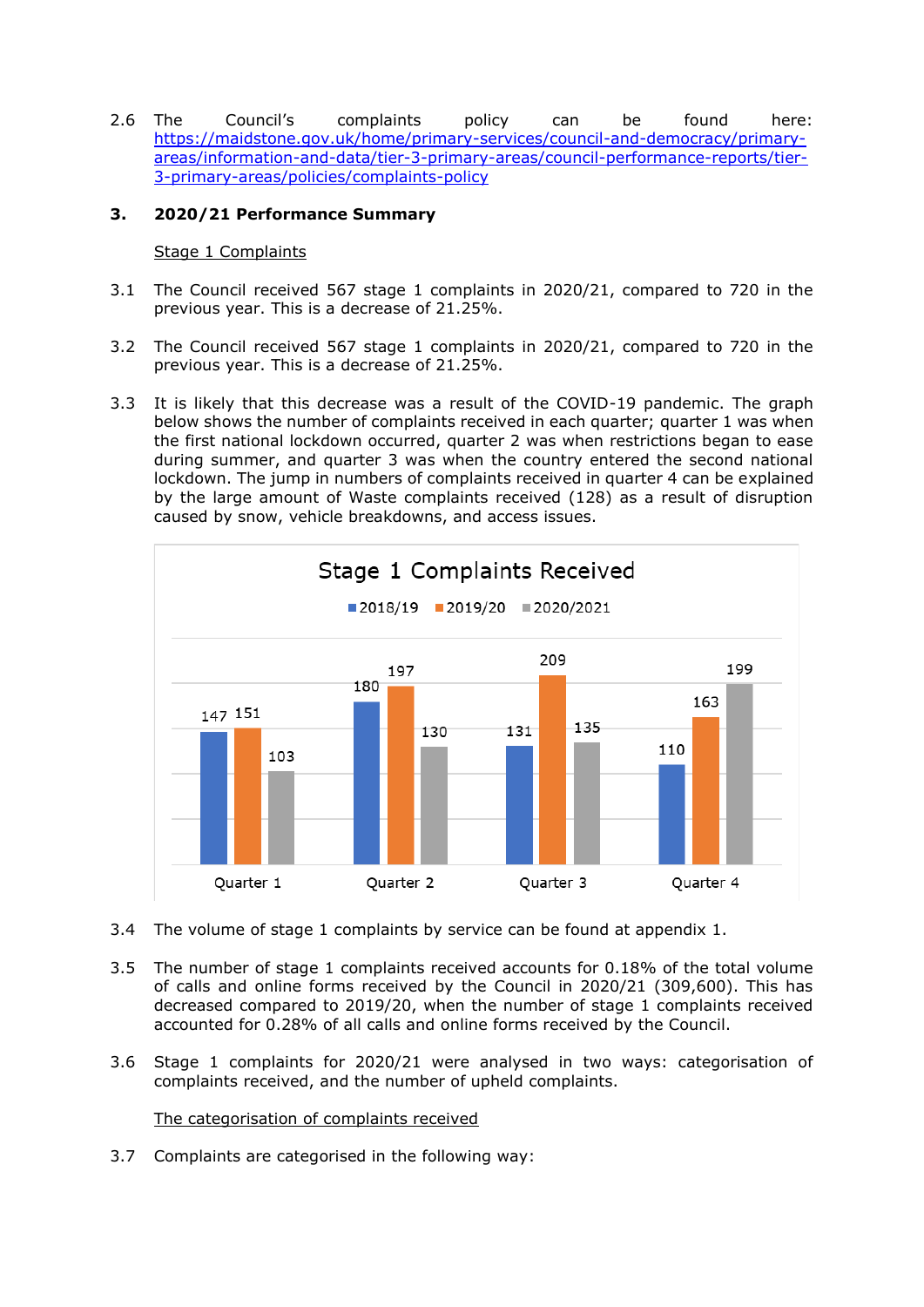2.6 The Council's complaints policy can be found here: https://maidstone.gov.uk/home/primary-services/council-and-democracy/primary-areas/information-and-data/tier-3-primary-areas/council-performance-reports/tier-3-primary-areas/policies/complaints-policy

## 3. 2020/21 Performance Summary

### Stage 1 Complaints

3.1 The Council received 567 stage 1 complaints in 2020/21, compared to 720 in the previous year. This is a decrease of 21.25%.

3.2 The Council received 567 stage 1 complaints in 2020/21, compared to 720 in the previous year. This is a decrease of 21.25%.

3.3 It is likely that this decrease was a result of the COVID-19 pandemic. The graph below shows the number of complaints received in each quarter; quarter 1 was when the first national lockdown occurred, quarter 2 was when restrictions began to ease during summer, and quarter 3 was when the country entered the second national lockdown. The jump in numbers of complaints received in quarter 4 can be explained by the large amount of Waste complaints received (128) as a result of disruption caused by snow, vehicle breakdowns, and access issues.

**Stage 1 Complaints Received**

| | 2018/19 | 2019/20 | 2020/2021 |
|---|---|---|---|
| Quarter 1 | 147 | 151 | 103 |
| Quarter 2 | 180 | 197 | 130 |
| Quarter 3 | 131 | 209 | 135 |
| Quarter 4 | 110 | 163 | 199 |

3.4 The volume of stage 1 complaints by service can be found at appendix 1.

3.5 The number of stage 1 complaints received accounts for 0.18% of the total volume of calls and online forms received by the Council in 2020/21 (309,600). This has decreased compared to 2019/20, when the number of stage 1 complaints received accounted for 0.28% of all calls and online forms received by the Council.

3.6 Stage 1 complaints for 2020/21 were analysed in two ways: categorisation of complaints received, and the number of upheld complaints.

### The categorisation of complaints received

3.7 Complaints are categorised in the following way: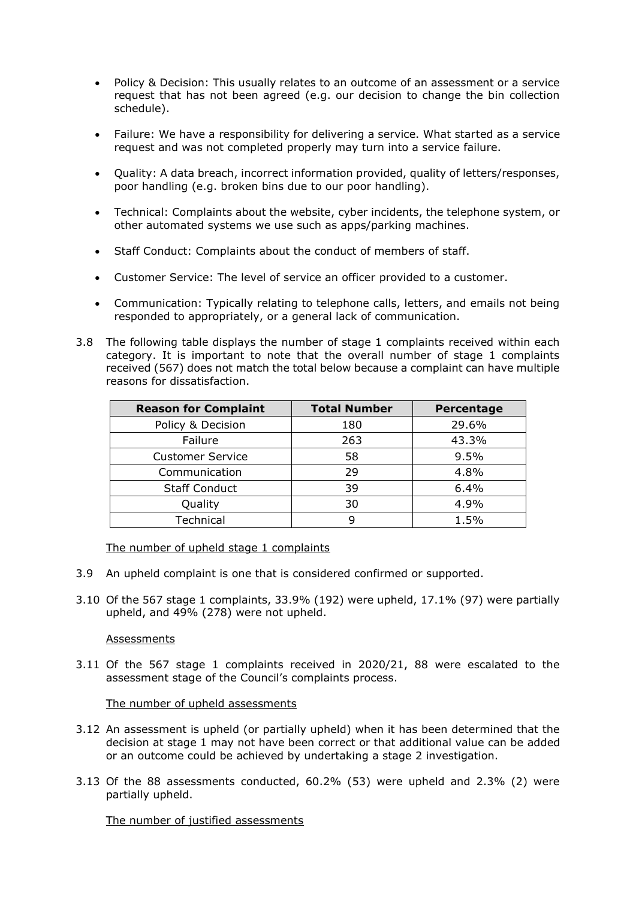- Policy & Decision: This usually relates to an outcome of an assessment or a service request that has not been agreed (e.g. our decision to change the bin collection schedule).

- Failure: We have a responsibility for delivering a service. What started as a service request and was not completed properly may turn into a service failure.

- Quality: A data breach, incorrect information provided, quality of letters/responses, poor handling (e.g. broken bins due to our poor handling).

- Technical: Complaints about the website, cyber incidents, the telephone system, or other automated systems we use such as apps/parking machines.

- Staff Conduct: Complaints about the conduct of members of staff.

- Customer Service: The level of service an officer provided to a customer.

- Communication: Typically relating to telephone calls, letters, and emails not being responded to appropriately, or a general lack of communication.

3.8 The following table displays the number of stage 1 complaints received within each category. It is important to note that the overall number of stage 1 complaints received (567) does not match the total below because a complaint can have multiple reasons for dissatisfaction.

| Reason for Complaint | Total Number | Percentage |
|---|---|---|
| Policy & Decision | 180 | 29.6% |
| Failure | 263 | 43.3% |
| Customer Service | 58 | 9.5% |
| Communication | 29 | 4.8% |
| Staff Conduct | 39 | 6.4% |
| Quality | 30 | 4.9% |
| Technical | 9 | 1.5% |

The number of upheld stage 1 complaints

3.9 An upheld complaint is one that is considered confirmed or supported.

3.10 Of the 567 stage 1 complaints, 33.9% (192) were upheld, 17.1% (97) were partially upheld, and 49% (278) were not upheld.

Assessments

3.11 Of the 567 stage 1 complaints received in 2020/21, 88 were escalated to the assessment stage of the Council's complaints process.

The number of upheld assessments

3.12 An assessment is upheld (or partially upheld) when it has been determined that the decision at stage 1 may not have been correct or that additional value can be added or an outcome could be achieved by undertaking a stage 2 investigation.

3.13 Of the 88 assessments conducted, 60.2% (53) were upheld and 2.3% (2) were partially upheld.

The number of justified assessments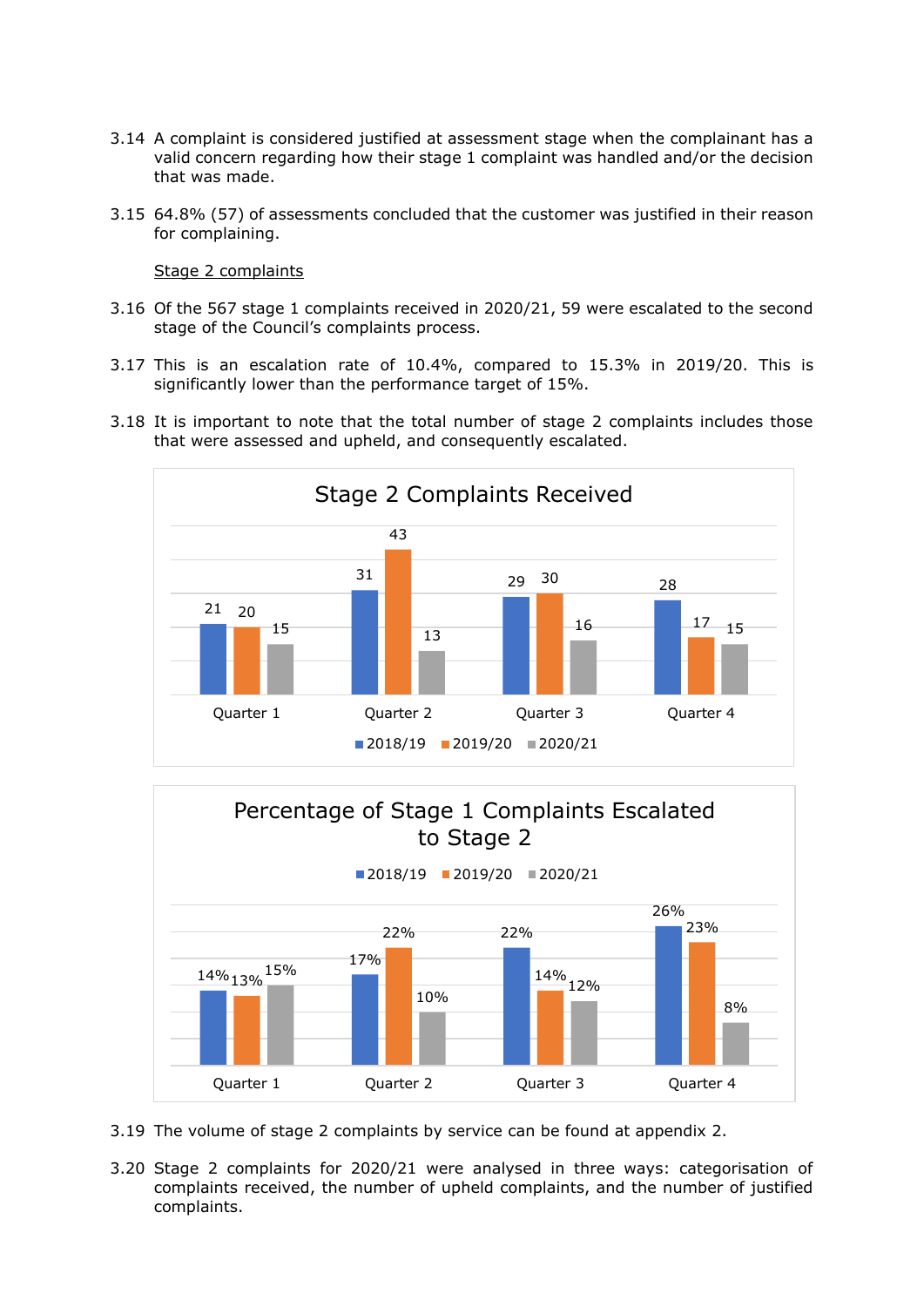3.14 A complaint is considered justified at assessment stage when the complainant has a valid concern regarding how their stage 1 complaint was handled and/or the decision that was made.

3.15 64.8% (57) of assessments concluded that the customer was justified in their reason for complaining.

<u>Stage 2 complaints</u>

3.16 Of the 567 stage 1 complaints received in 2020/21, 59 were escalated to the second stage of the Council's complaints process.

3.17 This is an escalation rate of 10.4%, compared to 15.3% in 2019/20. This is significantly lower than the performance target of 15%.

3.18 It is important to note that the total number of stage 2 complaints includes those that were assessed and upheld, and consequently escalated.

**Stage 2 Complaints Received**

| | 2018/19 | 2019/20 | 2020/21 |
|---|---|---|---|
| Quarter 1 | 21 | 20 | 15 |
| Quarter 2 | 31 | 43 | 13 |
| Quarter 3 | 29 | 30 | 16 |
| Quarter 4 | 28 | 17 | 15 |

**Percentage of Stage 1 Complaints Escalated to Stage 2**

| | 2018/19 | 2019/20 | 2020/21 |
|---|---|---|---|
| Quarter 1 | 14% | 13% | 15% |
| Quarter 2 | 17% | 22% | 10% |
| Quarter 3 | 22% | 14% | 12% |
| Quarter 4 | 26% | 23% | 8% |

3.19 The volume of stage 2 complaints by service can be found at appendix 2.

3.20 Stage 2 complaints for 2020/21 were analysed in three ways: categorisation of complaints received, the number of upheld complaints, and the number of justified complaints.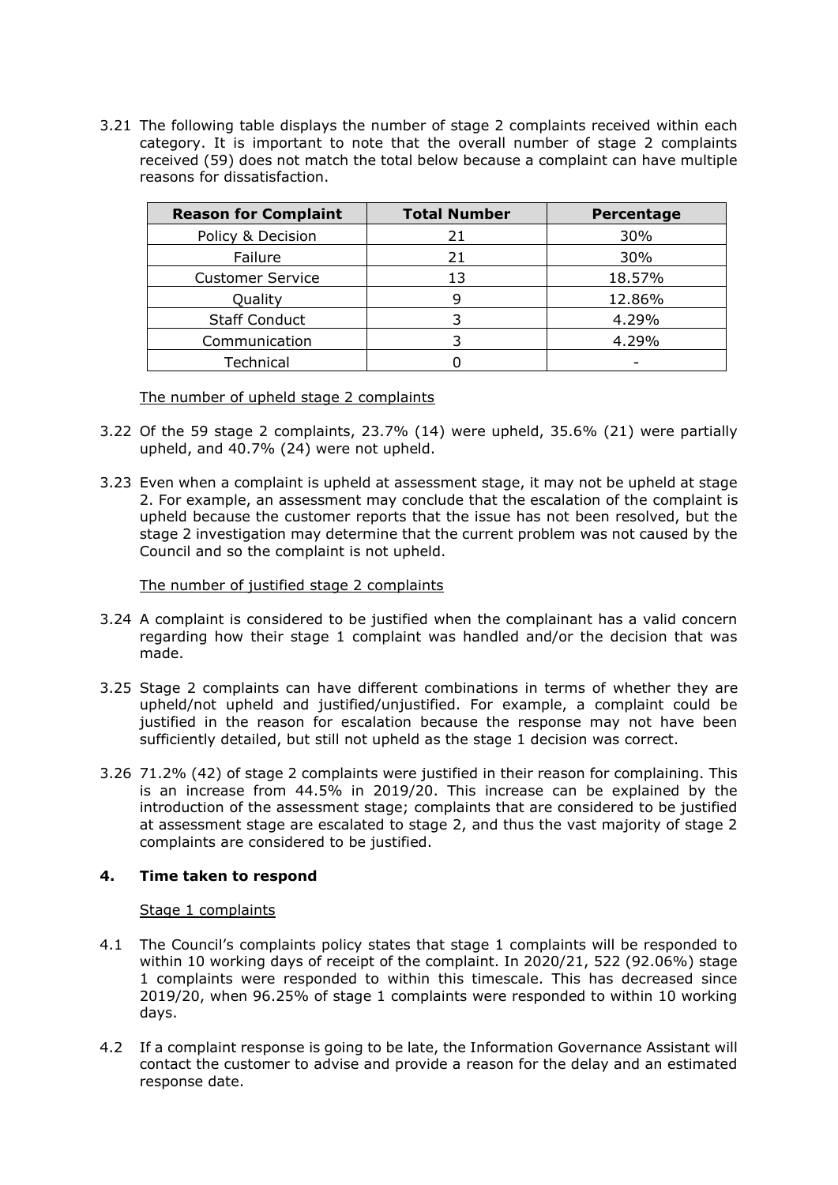3.21 The following table displays the number of stage 2 complaints received within each category. It is important to note that the overall number of stage 2 complaints received (59) does not match the total below because a complaint can have multiple reasons for dissatisfaction.

| Reason for Complaint | Total Number | Percentage |
|---|---|---|
| Policy & Decision | 21 | 30% |
| Failure | 21 | 30% |
| Customer Service | 13 | 18.57% |
| Quality | 9 | 12.86% |
| Staff Conduct | 3 | 4.29% |
| Communication | 3 | 4.29% |
| Technical | 0 | - |

The number of upheld stage 2 complaints

3.22 Of the 59 stage 2 complaints, 23.7% (14) were upheld, 35.6% (21) were partially upheld, and 40.7% (24) were not upheld.

3.23 Even when a complaint is upheld at assessment stage, it may not be upheld at stage 2. For example, an assessment may conclude that the escalation of the complaint is upheld because the customer reports that the issue has not been resolved, but the stage 2 investigation may determine that the current problem was not caused by the Council and so the complaint is not upheld.

The number of justified stage 2 complaints

3.24 A complaint is considered to be justified when the complainant has a valid concern regarding how their stage 1 complaint was handled and/or the decision that was made.

3.25 Stage 2 complaints can have different combinations in terms of whether they are upheld/not upheld and justified/unjustified. For example, a complaint could be justified in the reason for escalation because the response may not have been sufficiently detailed, but still not upheld as the stage 1 decision was correct.

3.26 71.2% (42) of stage 2 complaints were justified in their reason for complaining. This is an increase from 44.5% in 2019/20. This increase can be explained by the introduction of the assessment stage; complaints that are considered to be justified at assessment stage are escalated to stage 2, and thus the vast majority of stage 2 complaints are considered to be justified.

## 4. Time taken to respond

Stage 1 complaints

4.1 The Council's complaints policy states that stage 1 complaints will be responded to within 10 working days of receipt of the complaint. In 2020/21, 522 (92.06%) stage 1 complaints were responded to within this timescale. This has decreased since 2019/20, when 96.25% of stage 1 complaints were responded to within 10 working days.

4.2 If a complaint response is going to be late, the Information Governance Assistant will contact the customer to advise and provide a reason for the delay and an estimated response date.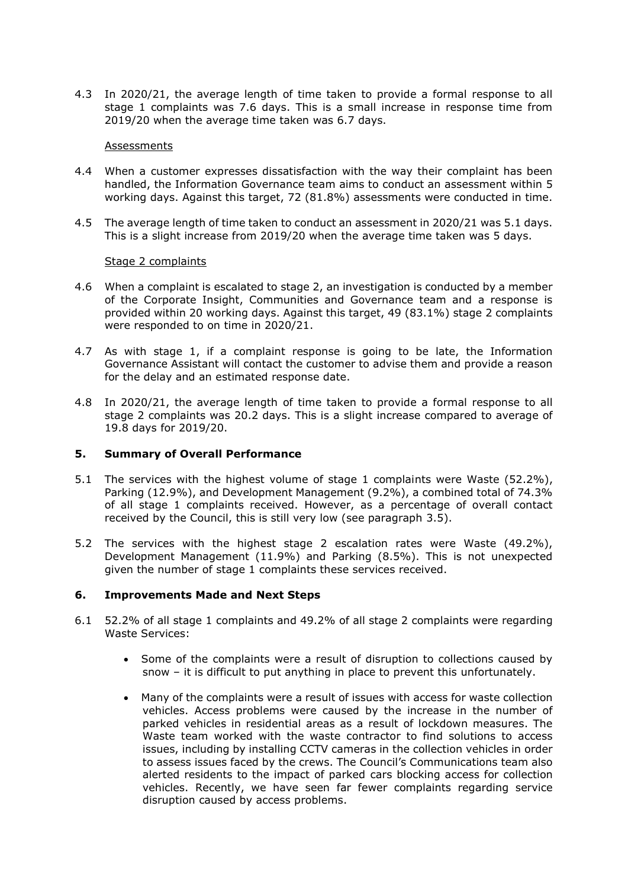4.3 In 2020/21, the average length of time taken to provide a formal response to all stage 1 complaints was 7.6 days. This is a small increase in response time from 2019/20 when the average time taken was 6.7 days.

Assessments

4.4 When a customer expresses dissatisfaction with the way their complaint has been handled, the Information Governance team aims to conduct an assessment within 5 working days. Against this target, 72 (81.8%) assessments were conducted in time.

4.5 The average length of time taken to conduct an assessment in 2020/21 was 5.1 days. This is a slight increase from 2019/20 when the average time taken was 5 days.

Stage 2 complaints

4.6 When a complaint is escalated to stage 2, an investigation is conducted by a member of the Corporate Insight, Communities and Governance team and a response is provided within 20 working days. Against this target, 49 (83.1%) stage 2 complaints were responded to on time in 2020/21.

4.7 As with stage 1, if a complaint response is going to be late, the Information Governance Assistant will contact the customer to advise them and provide a reason for the delay and an estimated response date.

4.8 In 2020/21, the average length of time taken to provide a formal response to all stage 2 complaints was 20.2 days. This is a slight increase compared to average of 19.8 days for 2019/20.

## 5. Summary of Overall Performance

5.1 The services with the highest volume of stage 1 complaints were Waste (52.2%), Parking (12.9%), and Development Management (9.2%), a combined total of 74.3% of all stage 1 complaints received. However, as a percentage of overall contact received by the Council, this is still very low (see paragraph 3.5).

5.2 The services with the highest stage 2 escalation rates were Waste (49.2%), Development Management (11.9%) and Parking (8.5%). This is not unexpected given the number of stage 1 complaints these services received.

## 6. Improvements Made and Next Steps

6.1 52.2% of all stage 1 complaints and 49.2% of all stage 2 complaints were regarding Waste Services:

- Some of the complaints were a result of disruption to collections caused by snow – it is difficult to put anything in place to prevent this unfortunately.
- Many of the complaints were a result of issues with access for waste collection vehicles. Access problems were caused by the increase in the number of parked vehicles in residential areas as a result of lockdown measures. The Waste team worked with the waste contractor to find solutions to access issues, including by installing CCTV cameras in the collection vehicles in order to assess issues faced by the crews. The Council's Communications team also alerted residents to the impact of parked cars blocking access for collection vehicles. Recently, we have seen far fewer complaints regarding service disruption caused by access problems.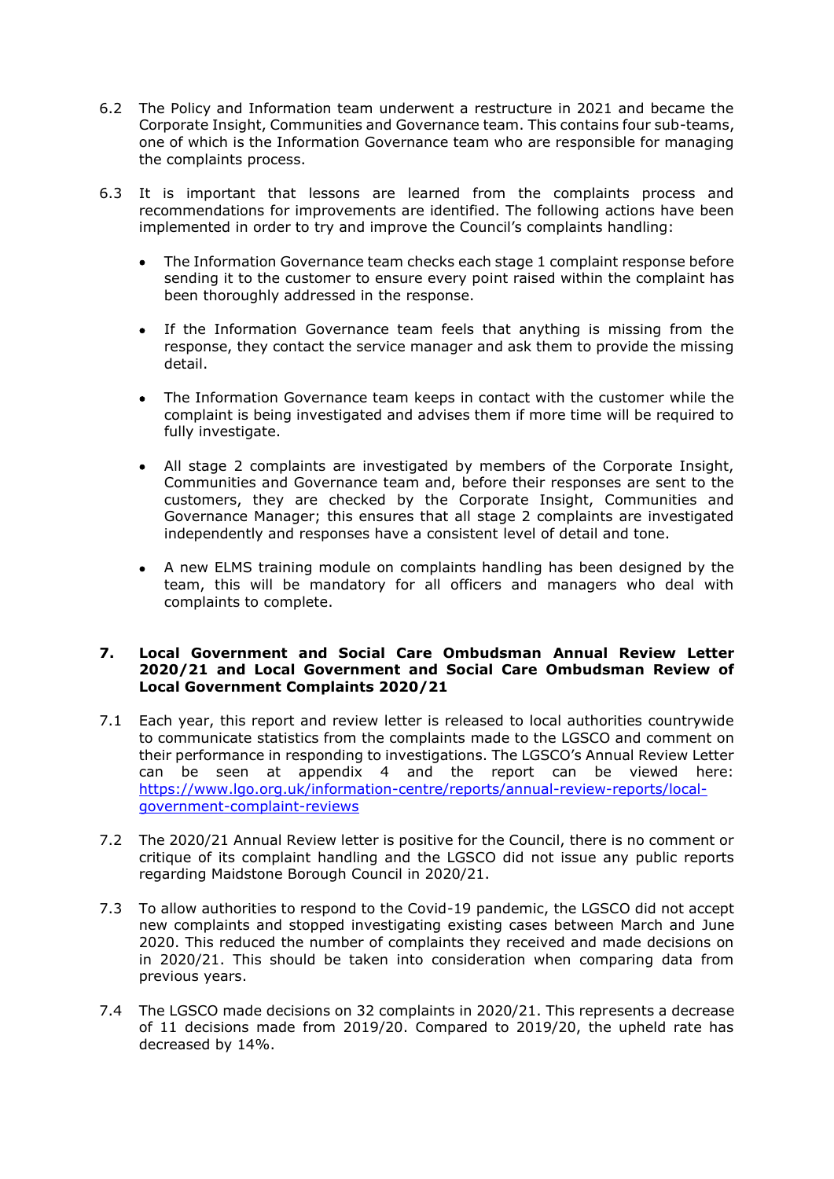6.2 The Policy and Information team underwent a restructure in 2021 and became the Corporate Insight, Communities and Governance team. This contains four sub-teams, one of which is the Information Governance team who are responsible for managing the complaints process.

6.3 It is important that lessons are learned from the complaints process and recommendations for improvements are identified. The following actions have been implemented in order to try and improve the Council's complaints handling:

- The Information Governance team checks each stage 1 complaint response before sending it to the customer to ensure every point raised within the complaint has been thoroughly addressed in the response.
- If the Information Governance team feels that anything is missing from the response, they contact the service manager and ask them to provide the missing detail.
- The Information Governance team keeps in contact with the customer while the complaint is being investigated and advises them if more time will be required to fully investigate.
- All stage 2 complaints are investigated by members of the Corporate Insight, Communities and Governance team and, before their responses are sent to the customers, they are checked by the Corporate Insight, Communities and Governance Manager; this ensures that all stage 2 complaints are investigated independently and responses have a consistent level of detail and tone.
- A new ELMS training module on complaints handling has been designed by the team, this will be mandatory for all officers and managers who deal with complaints to complete.

## 7. Local Government and Social Care Ombudsman Annual Review Letter 2020/21 and Local Government and Social Care Ombudsman Review of Local Government Complaints 2020/21

7.1 Each year, this report and review letter is released to local authorities countrywide to communicate statistics from the complaints made to the LGSCO and comment on their performance in responding to investigations. The LGSCO's Annual Review Letter can be seen at appendix 4 and the report can be viewed here: https://www.lgo.org.uk/information-centre/reports/annual-review-reports/local-government-complaint-reviews

7.2 The 2020/21 Annual Review letter is positive for the Council, there is no comment or critique of its complaint handling and the LGSCO did not issue any public reports regarding Maidstone Borough Council in 2020/21.

7.3 To allow authorities to respond to the Covid-19 pandemic, the LGSCO did not accept new complaints and stopped investigating existing cases between March and June 2020. This reduced the number of complaints they received and made decisions on in 2020/21. This should be taken into consideration when comparing data from previous years.

7.4 The LGSCO made decisions on 32 complaints in 2020/21. This represents a decrease of 11 decisions made from 2019/20. Compared to 2019/20, the upheld rate has decreased by 14%.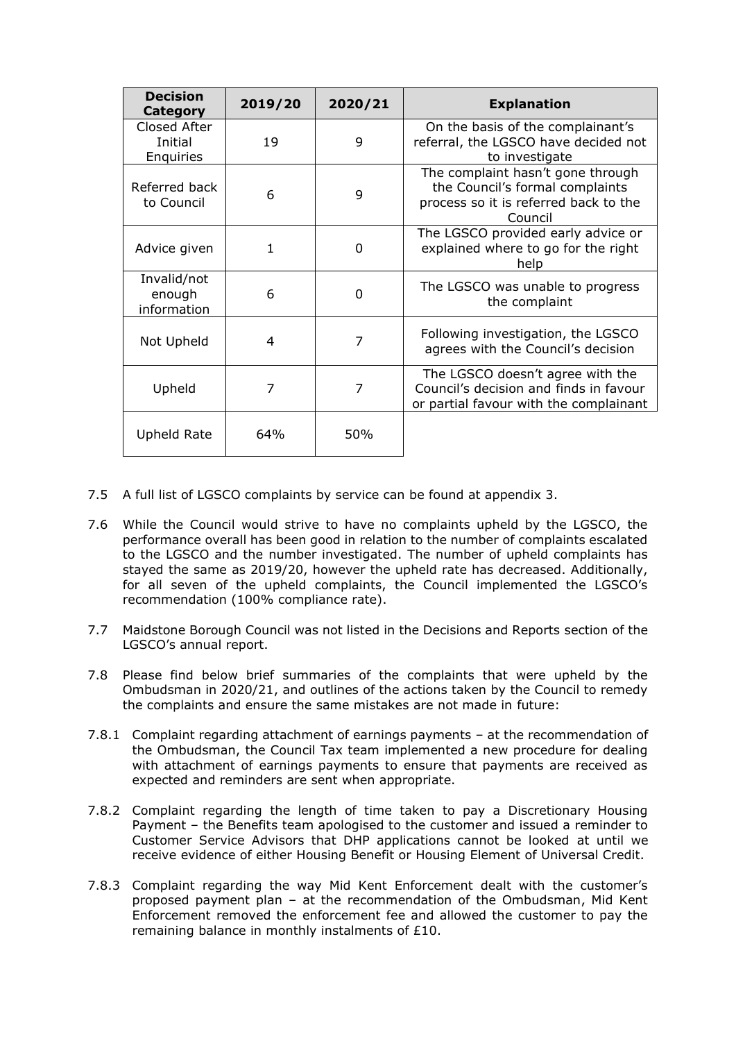| Decision Category | 2019/20 | 2020/21 | Explanation |
|---|---|---|---|
| Closed After Initial Enquiries | 19 | 9 | On the basis of the complainant's referral, the LGSCO have decided not to investigate |
| Referred back to Council | 6 | 9 | The complaint hasn't gone through the Council's formal complaints process so it is referred back to the Council |
| Advice given | 1 | 0 | The LGSCO provided early advice or explained where to go for the right help |
| Invalid/not enough information | 6 | 0 | The LGSCO was unable to progress the complaint |
| Not Upheld | 4 | 7 | Following investigation, the LGSCO agrees with the Council's decision |
| Upheld | 7 | 7 | The LGSCO doesn't agree with the Council's decision and finds in favour or partial favour with the complainant |
| Upheld Rate | 64% | 50% | |

7.5 A full list of LGSCO complaints by service can be found at appendix 3.

7.6 While the Council would strive to have no complaints upheld by the LGSCO, the performance overall has been good in relation to the number of complaints escalated to the LGSCO and the number investigated. The number of upheld complaints has stayed the same as 2019/20, however the upheld rate has decreased. Additionally, for all seven of the upheld complaints, the Council implemented the LGSCO's recommendation (100% compliance rate).

7.7 Maidstone Borough Council was not listed in the Decisions and Reports section of the LGSCO's annual report.

7.8 Please find below brief summaries of the complaints that were upheld by the Ombudsman in 2020/21, and outlines of the actions taken by the Council to remedy the complaints and ensure the same mistakes are not made in future:

7.8.1 Complaint regarding attachment of earnings payments – at the recommendation of the Ombudsman, the Council Tax team implemented a new procedure for dealing with attachment of earnings payments to ensure that payments are received as expected and reminders are sent when appropriate.

7.8.2 Complaint regarding the length of time taken to pay a Discretionary Housing Payment – the Benefits team apologised to the customer and issued a reminder to Customer Service Advisors that DHP applications cannot be looked at until we receive evidence of either Housing Benefit or Housing Element of Universal Credit.

7.8.3 Complaint regarding the way Mid Kent Enforcement dealt with the customer's proposed payment plan – at the recommendation of the Ombudsman, Mid Kent Enforcement removed the enforcement fee and allowed the customer to pay the remaining balance in monthly instalments of £10.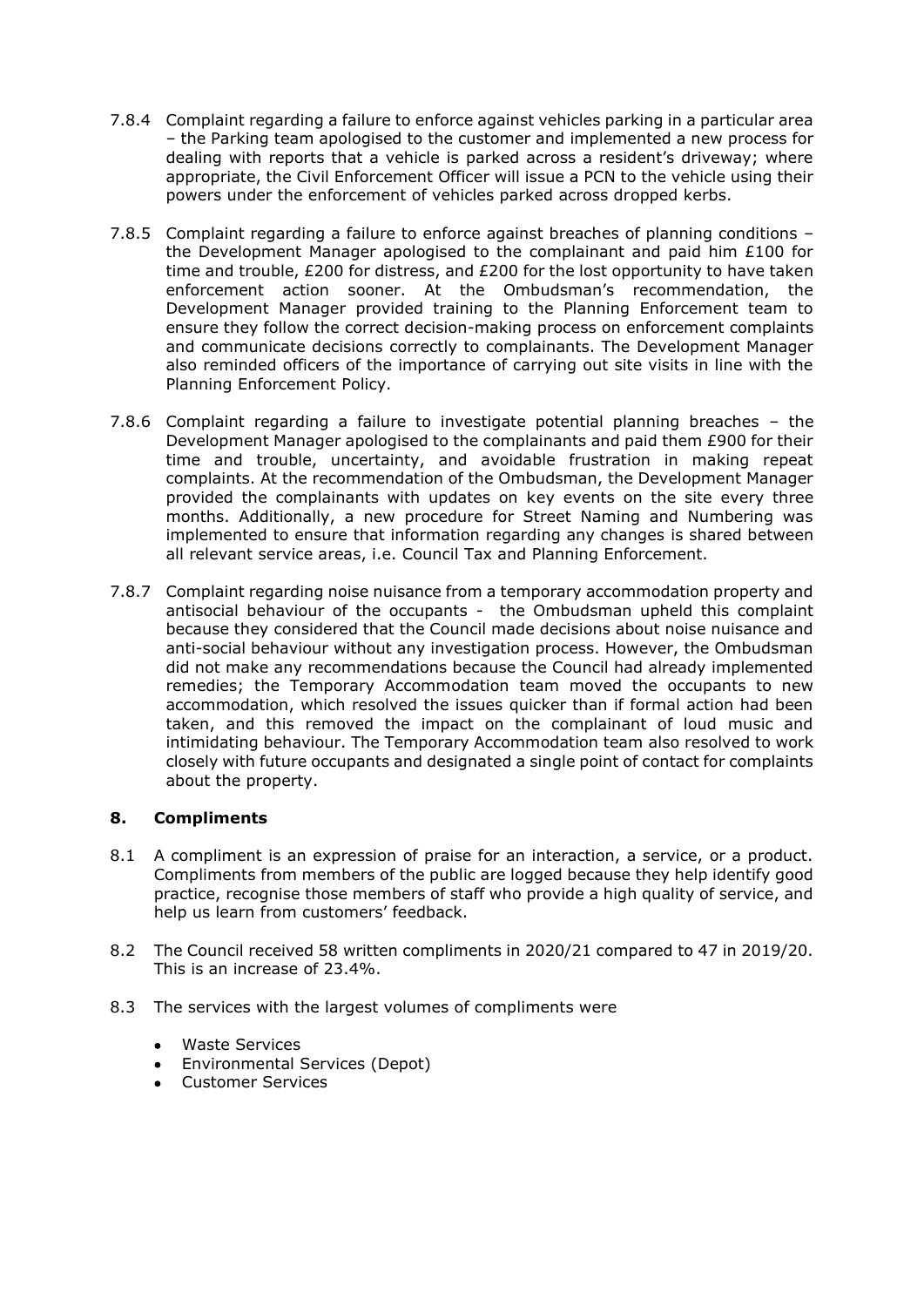7.8.4 Complaint regarding a failure to enforce against vehicles parking in a particular area – the Parking team apologised to the customer and implemented a new process for dealing with reports that a vehicle is parked across a resident's driveway; where appropriate, the Civil Enforcement Officer will issue a PCN to the vehicle using their powers under the enforcement of vehicles parked across dropped kerbs.

7.8.5 Complaint regarding a failure to enforce against breaches of planning conditions – the Development Manager apologised to the complainant and paid him £100 for time and trouble, £200 for distress, and £200 for the lost opportunity to have taken enforcement action sooner. At the Ombudsman's recommendation, the Development Manager provided training to the Planning Enforcement team to ensure they follow the correct decision-making process on enforcement complaints and communicate decisions correctly to complainants. The Development Manager also reminded officers of the importance of carrying out site visits in line with the Planning Enforcement Policy.

7.8.6 Complaint regarding a failure to investigate potential planning breaches – the Development Manager apologised to the complainants and paid them £900 for their time and trouble, uncertainty, and avoidable frustration in making repeat complaints. At the recommendation of the Ombudsman, the Development Manager provided the complainants with updates on key events on the site every three months. Additionally, a new procedure for Street Naming and Numbering was implemented to ensure that information regarding any changes is shared between all relevant service areas, i.e. Council Tax and Planning Enforcement.

7.8.7 Complaint regarding noise nuisance from a temporary accommodation property and antisocial behaviour of the occupants - the Ombudsman upheld this complaint because they considered that the Council made decisions about noise nuisance and anti-social behaviour without any investigation process. However, the Ombudsman did not make any recommendations because the Council had already implemented remedies; the Temporary Accommodation team moved the occupants to new accommodation, which resolved the issues quicker than if formal action had been taken, and this removed the impact on the complainant of loud music and intimidating behaviour. The Temporary Accommodation team also resolved to work closely with future occupants and designated a single point of contact for complaints about the property.

## 8. Compliments

8.1 A compliment is an expression of praise for an interaction, a service, or a product. Compliments from members of the public are logged because they help identify good practice, recognise those members of staff who provide a high quality of service, and help us learn from customers' feedback.

8.2 The Council received 58 written compliments in 2020/21 compared to 47 in 2019/20. This is an increase of 23.4%.

8.3 The services with the largest volumes of compliments were

- Waste Services
- Environmental Services (Depot)
- Customer Services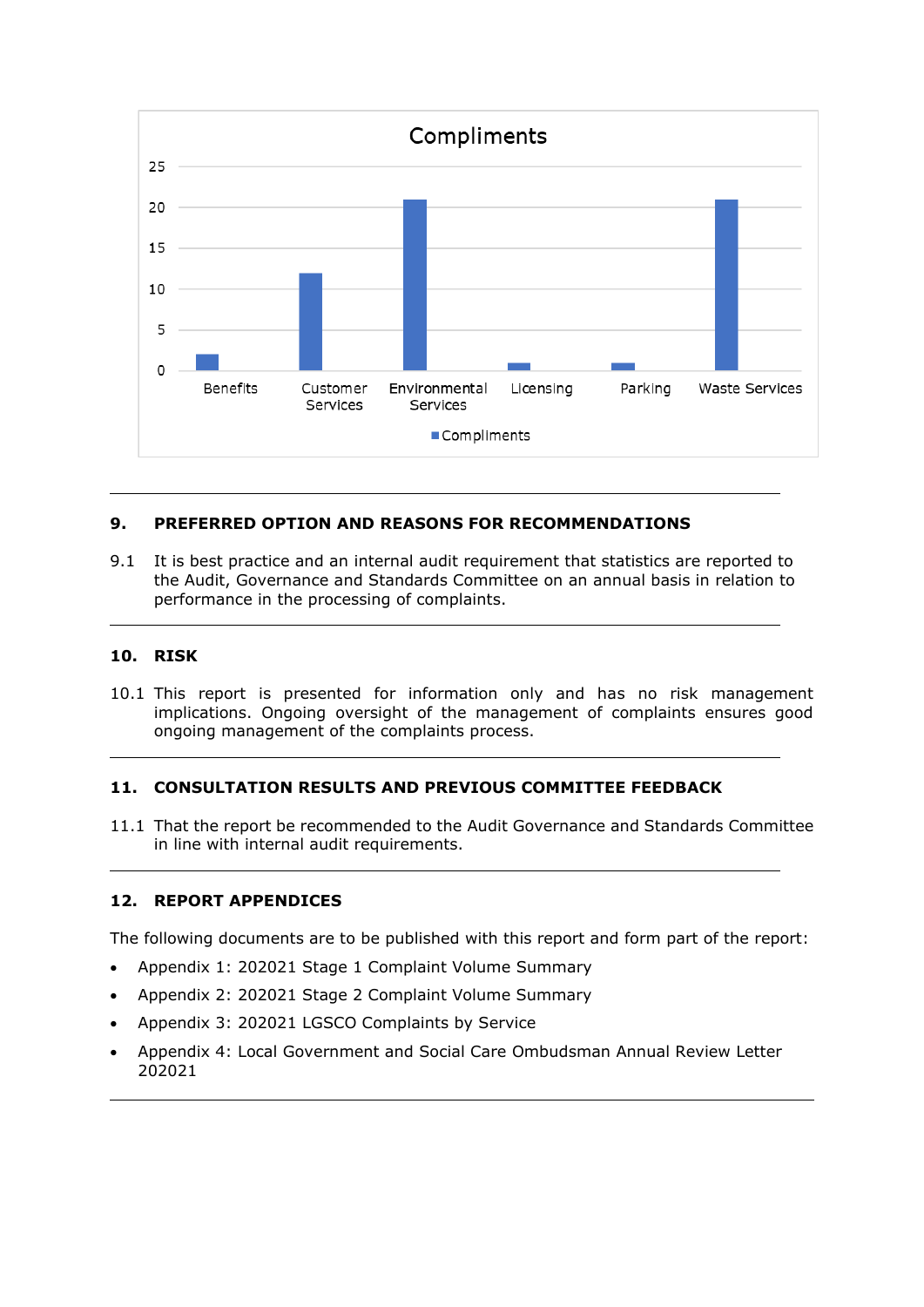Compliments

25
20
15
10
5
0

Benefits
Customer Services
Environmental Services
Licensing
Parking
Waste Services

Compliments

## 9. PREFERRED OPTION AND REASONS FOR RECOMMENDATIONS

9.1 It is best practice and an internal audit requirement that statistics are reported to the Audit, Governance and Standards Committee on an annual basis in relation to performance in the processing of complaints.

## 10. RISK

10.1 This report is presented for information only and has no risk management implications. Ongoing oversight of the management of complaints ensures good ongoing management of the complaints process.

## 11. CONSULTATION RESULTS AND PREVIOUS COMMITTEE FEEDBACK

11.1 That the report be recommended to the Audit Governance and Standards Committee in line with internal audit requirements.

## 12. REPORT APPENDICES

The following documents are to be published with this report and form part of the report:

- Appendix 1: 202021 Stage 1 Complaint Volume Summary
- Appendix 2: 202021 Stage 2 Complaint Volume Summary
- Appendix 3: 202021 LGSCO Complaints by Service
- Appendix 4: Local Government and Social Care Ombudsman Annual Review Letter 202021